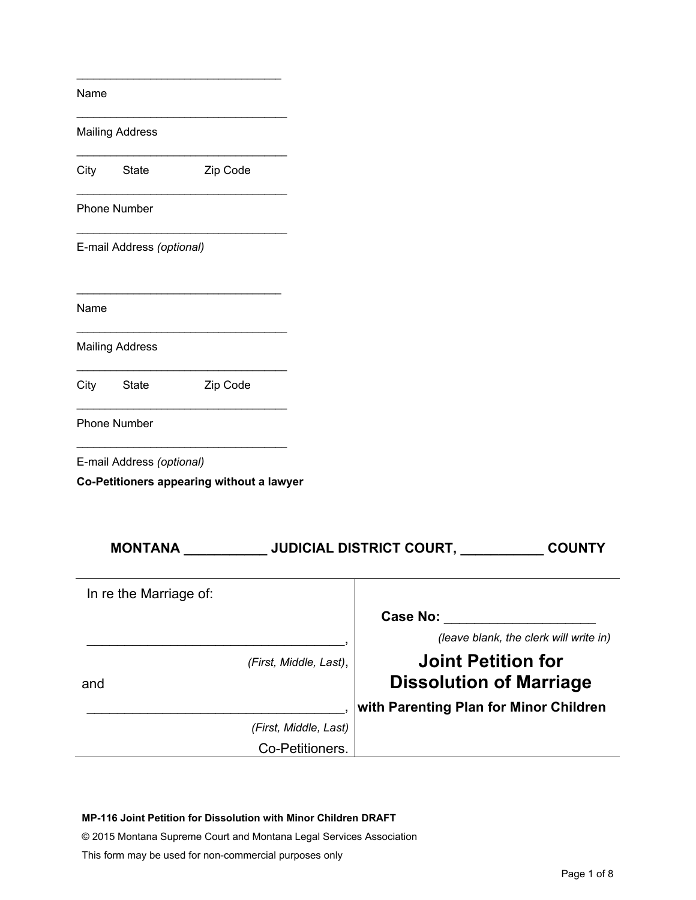\_\_\_\_\_\_\_\_\_\_\_\_\_\_\_\_\_\_\_\_\_\_\_\_\_\_\_\_\_\_\_\_
Name

\_\_\_\_\_\_\_\_\_\_\_\_\_\_\_\_\_\_\_\_\_\_\_\_\_\_\_\_\_\_\_\_\_
Mailing Address

\_\_\_\_\_\_\_\_\_\_\_\_\_\_\_\_\_\_\_\_\_\_\_\_\_\_\_\_\_\_\_\_\_
City State Zip Code

\_\_\_\_\_\_\_\_\_\_\_\_\_\_\_\_\_\_\_\_\_\_\_\_\_\_\_\_\_\_\_\_\_
Phone Number

\_\_\_\_\_\_\_\_\_\_\_\_\_\_\_\_\_\_\_\_\_\_\_\_\_\_\_\_\_\_\_\_\_
E-mail Address *(optional)*

\_\_\_\_\_\_\_\_\_\_\_\_\_\_\_\_\_\_\_\_\_\_\_\_\_\_\_\_\_\_\_\_
Name

\_\_\_\_\_\_\_\_\_\_\_\_\_\_\_\_\_\_\_\_\_\_\_\_\_\_\_\_\_\_\_\_\_
Mailing Address

\_\_\_\_\_\_\_\_\_\_\_\_\_\_\_\_\_\_\_\_\_\_\_\_\_\_\_\_\_\_\_\_\_
City State Zip Code

\_\_\_\_\_\_\_\_\_\_\_\_\_\_\_\_\_\_\_\_\_\_\_\_\_\_\_\_\_\_\_\_\_
Phone Number

\_\_\_\_\_\_\_\_\_\_\_\_\_\_\_\_\_\_\_\_\_\_\_\_\_\_\_\_\_\_\_\_\_
E-mail Address *(optional)*

**Co-Petitioners appearing without a lawyer**

**MONTANA \_\_\_\_\_\_\_\_\_\_\_ JUDICIAL DISTRICT COURT, \_\_\_\_\_\_\_\_\_\_\_ COUNTY**

| | |
|---|---|
| In re the Marriage of:<br><br>\_\_\_\_\_\_\_\_\_\_\_\_\_\_\_\_\_\_\_\_\_\_\_\_\_\_\_\_\_\_\_\_\_\_\_,<br>*(First, Middle, Last)*,<br>and<br>\_\_\_\_\_\_\_\_\_\_\_\_\_\_\_\_\_\_\_\_\_\_\_\_\_\_\_\_\_\_\_\_\_\_\_,<br>*(First, Middle, Last)*<br>Co-Petitioners. | **Case No:** \_\_\_\_\_\_\_\_\_\_\_\_\_\_\_\_\_\_\_\_<br>*(leave blank, the clerk will write in)*<br><br>**Joint Petition for Dissolution of Marriage**<br>**with Parenting Plan for Minor Children** |

**MP-116 Joint Petition for Dissolution with Minor Children DRAFT**

© 2015 Montana Supreme Court and Montana Legal Services Association

This form may be used for non-commercial purposes only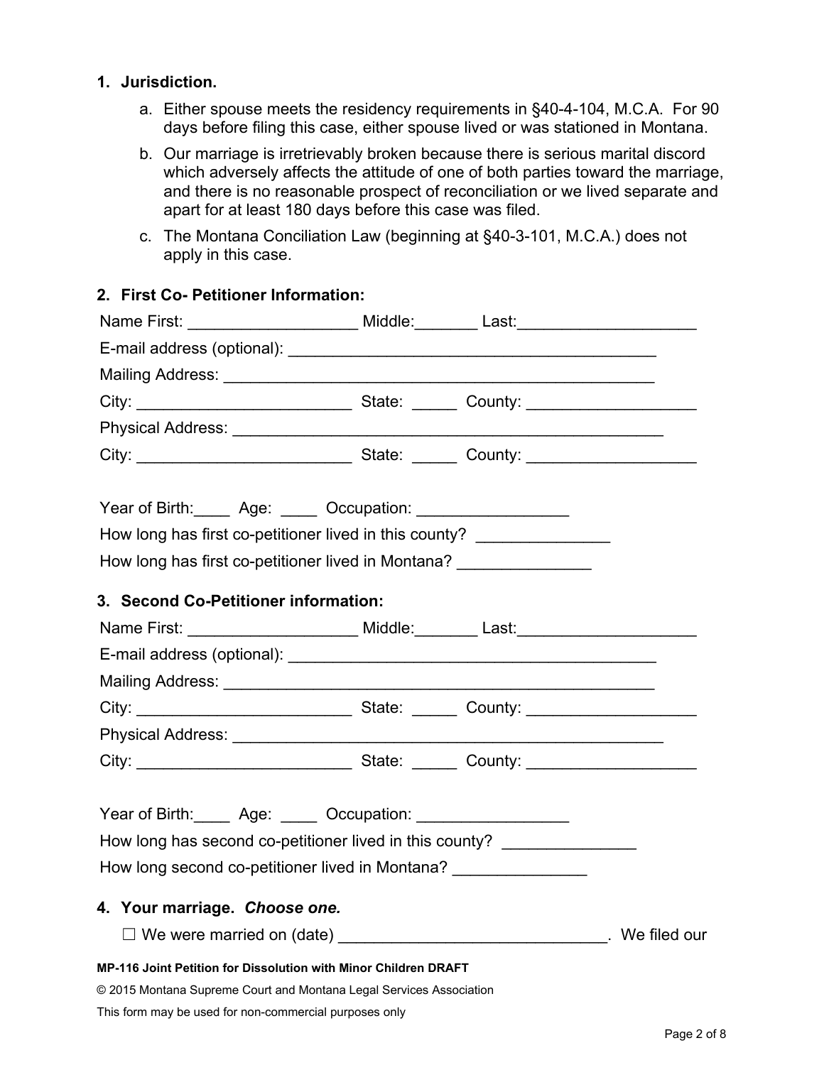1. **Jurisdiction.**

   a. Either spouse meets the residency requirements in §40-4-104, M.C.A. For 90 days before filing this case, either spouse lived or was stationed in Montana.

   b. Our marriage is irretrievably broken because there is serious marital discord which adversely affects the attitude of one of both parties toward the marriage, and there is no reasonable prospect of reconciliation or we lived separate and apart for at least 180 days before this case was filed.

   c. The Montana Conciliation Law (beginning at §40-3-101, M.C.A.) does not apply in this case.

2. **First Co- Petitioner Information:**

   Name First: ___________________ Middle:_______ Last:____________________

   E-mail address (optional): __________________________________________

   Mailing Address: _________________________________________________

   City: ________________________ State: _____ County: ___________________

   Physical Address: _________________________________________________

   City: ________________________ State: _____ County: ___________________

   Year of Birth:____ Age: ____ Occupation: _________________

   How long has first co-petitioner lived in this county? _______________

   How long has first co-petitioner lived in Montana? _______________

3. **Second Co-Petitioner information:**

   Name First: ___________________ Middle:_______ Last:____________________

   E-mail address (optional): __________________________________________

   Mailing Address: _________________________________________________

   City: ________________________ State: _____ County: ___________________

   Physical Address: _________________________________________________

   City: ________________________ State: _____ County: ___________________

   Year of Birth:____ Age: ____ Occupation: _________________

   How long has second co-petitioner lived in this county? _______________

   How long second co-petitioner lived in Montana? _______________

4. **Your marriage.** ***Choose one.***

   ☐ We were married on (date) ______________________________. We filed our

**MP-116 Joint Petition for Dissolution with Minor Children DRAFT**

© 2015 Montana Supreme Court and Montana Legal Services Association

This form may be used for non-commercial purposes only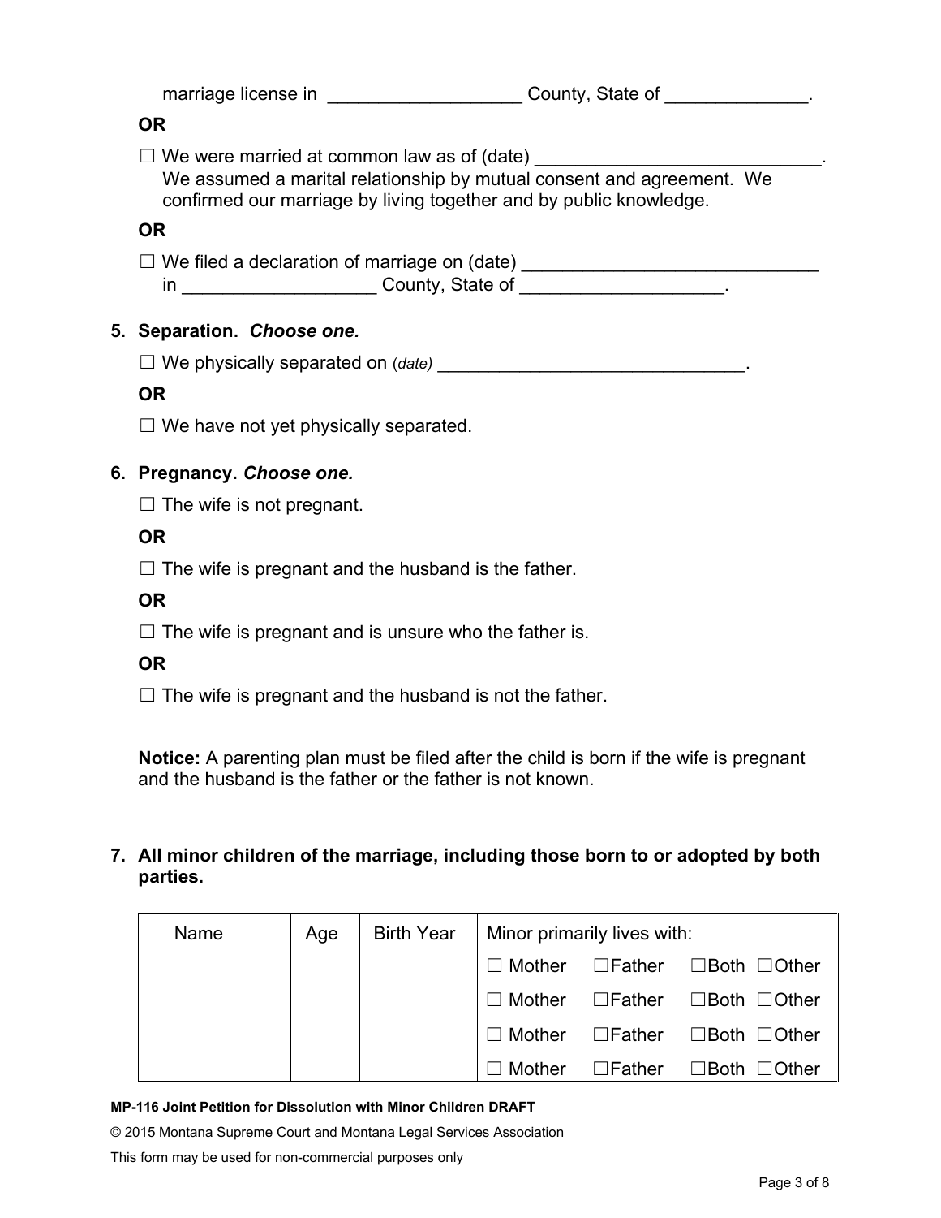marriage license in ___________________ County, State of ______________.

**OR**

☐ We were married at common law as of (date) ____________________________. We assumed a marital relationship by mutual consent and agreement. We confirmed our marriage by living together and by public knowledge.

**OR**

☐ We filed a declaration of marriage on (date) _____________________________ in ___________________ County, State of ____________________.

**5. Separation.** ***Choose one.***

☐ We physically separated on (*date*) _______________________________.

**OR**

☐ We have not yet physically separated.

**6. Pregnancy.** ***Choose one.***

☐ The wife is not pregnant.

**OR**

☐ The wife is pregnant and the husband is the father.

**OR**

☐ The wife is pregnant and is unsure who the father is.

**OR**

☐ The wife is pregnant and the husband is not the father.

**Notice:** A parenting plan must be filed after the child is born if the wife is pregnant and the husband is the father or the father is not known.

**7. All minor children of the marriage, including those born to or adopted by both parties.**

| Name | Age | Birth Year | Minor primarily lives with: |
|---|---|---|---|
| | | | ☐ Mother ☐Father ☐Both ☐Other |
| | | | ☐ Mother ☐Father ☐Both ☐Other |
| | | | ☐ Mother ☐Father ☐Both ☐Other |
| | | | ☐ Mother ☐Father ☐Both ☐Other |

**MP-116 Joint Petition for Dissolution with Minor Children DRAFT**

© 2015 Montana Supreme Court and Montana Legal Services Association

This form may be used for non-commercial purposes only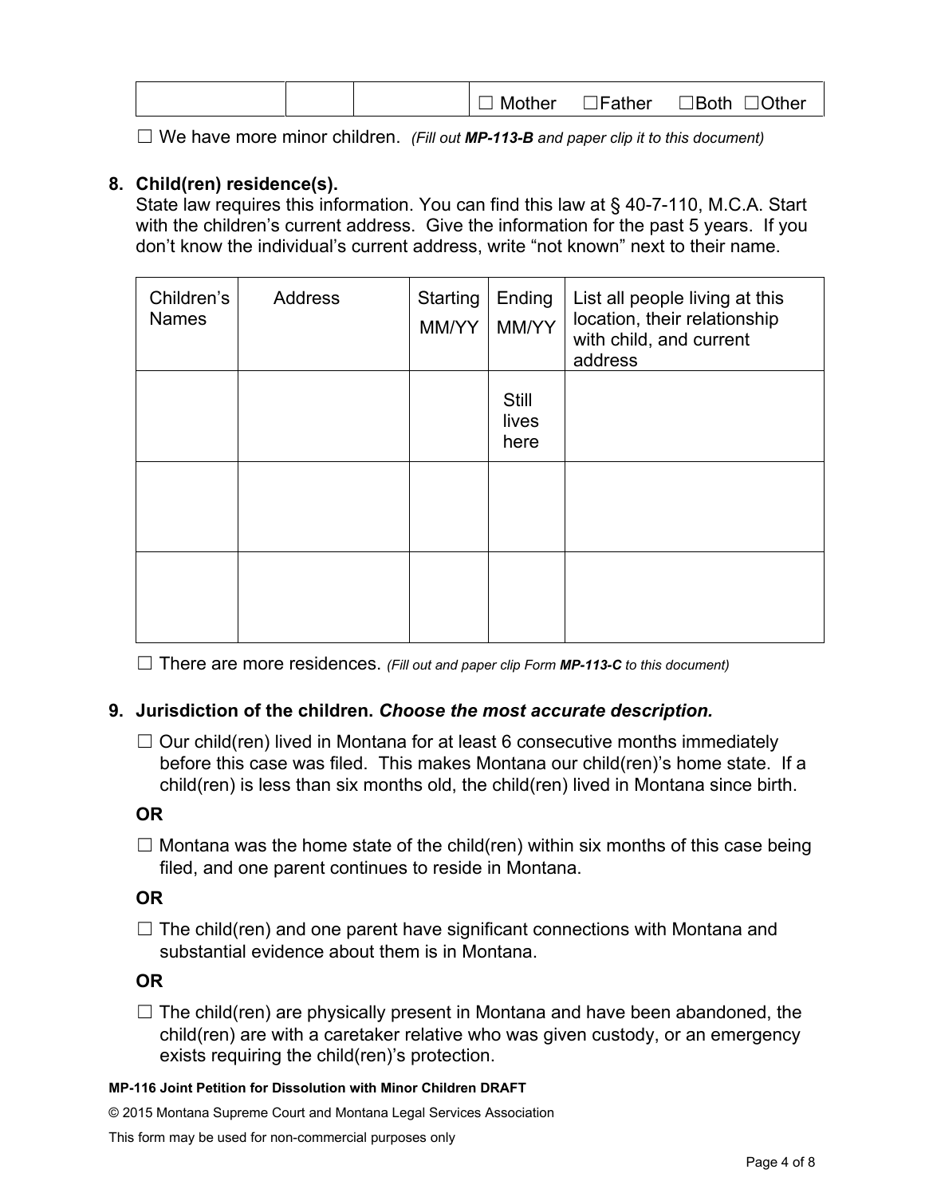| | | | ☐ Mother ☐Father ☐Both ☐Other |
|---|---|---|---|

☐ We have more minor children. *(Fill out **MP-113-B** and paper clip it to this document)*

**8. Child(ren) residence(s).**

State law requires this information. You can find this law at § 40-7-110, M.C.A. Start with the children's current address. Give the information for the past 5 years. If you don't know the individual's current address, write "not known" next to their name.

| Children's Names | Address | Starting MM/YY | Ending MM/YY | List all people living at this location, their relationship with child, and current address |
|---|---|---|---|---|
| | | | Still lives here | |
| | | | | |
| | | | | |

☐ There are more residences. *(Fill out and paper clip Form **MP-113-C** to this document)*

**9. Jurisdiction of the children. *Choose the most accurate description.***

☐ Our child(ren) lived in Montana for at least 6 consecutive months immediately before this case was filed. This makes Montana our child(ren)'s home state. If a child(ren) is less than six months old, the child(ren) lived in Montana since birth.

**OR**

☐ Montana was the home state of the child(ren) within six months of this case being filed, and one parent continues to reside in Montana.

**OR**

☐ The child(ren) and one parent have significant connections with Montana and substantial evidence about them is in Montana.

**OR**

☐ The child(ren) are physically present in Montana and have been abandoned, the child(ren) are with a caretaker relative who was given custody, or an emergency exists requiring the child(ren)'s protection.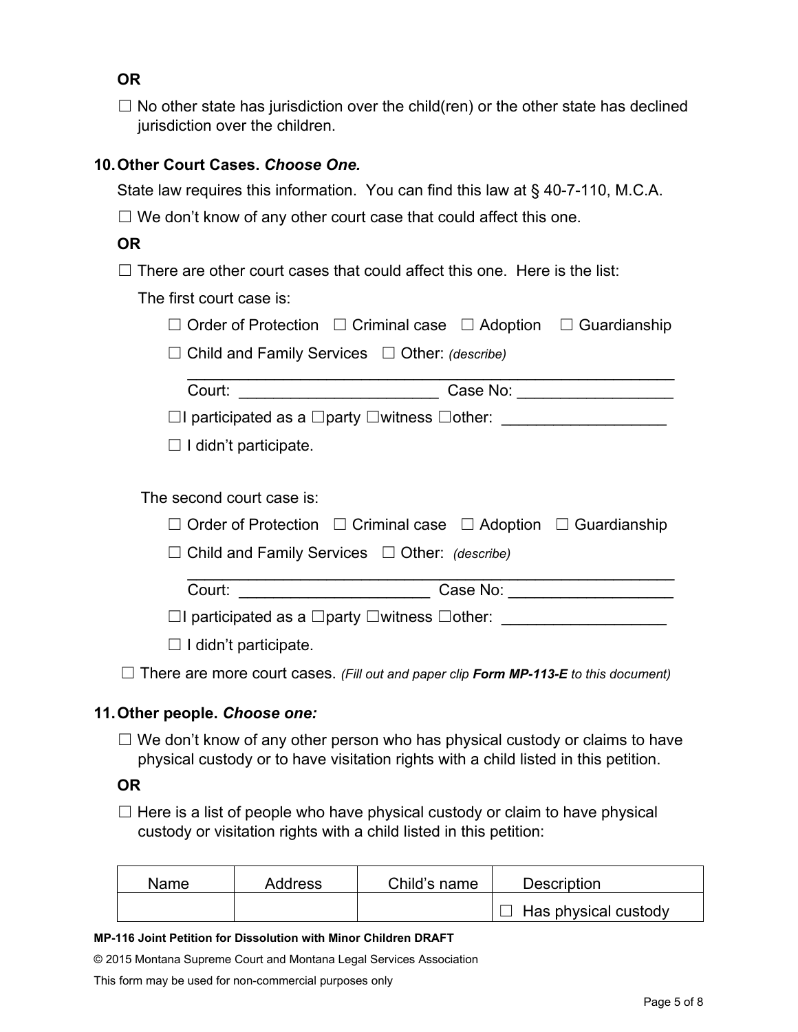**OR**

☐ No other state has jurisdiction over the child(ren) or the other state has declined jurisdiction over the children.

**10. Other Court Cases. *Choose One.***

State law requires this information. You can find this law at § 40-7-110, M.C.A.

☐ We don't know of any other court case that could affect this one.

**OR**

☐ There are other court cases that could affect this one. Here is the list:

The first court case is:

☐ Order of Protection ☐ Criminal case ☐ Adoption ☐ Guardianship

☐ Child and Family Services ☐ Other: *(describe)*

______________________________________________________

Court: ______________________ Case No: _________________

☐I participated as a ☐party ☐witness ☐other: __________________

☐ I didn't participate.

The second court case is:

☐ Order of Protection ☐ Criminal case ☐ Adoption ☐ Guardianship

☐ Child and Family Services ☐ Other: *(describe)*

______________________________________________________

Court: _____________________ Case No: __________________

☐I participated as a ☐party ☐witness ☐other: __________________

☐ I didn't participate.

☐ There are more court cases. *(Fill out and paper clip **Form MP-113-E** to this document)*

**11. Other people. *Choose one:***

☐ We don't know of any other person who has physical custody or claims to have physical custody or to have visitation rights with a child listed in this petition.

**OR**

☐ Here is a list of people who have physical custody or claim to have physical custody or visitation rights with a child listed in this petition:

| Name | Address | Child's name | Description |
|---|---|---|---|
| | | | ☐ Has physical custody |

**MP-116 Joint Petition for Dissolution with Minor Children DRAFT**

© 2015 Montana Supreme Court and Montana Legal Services Association

This form may be used for non-commercial purposes only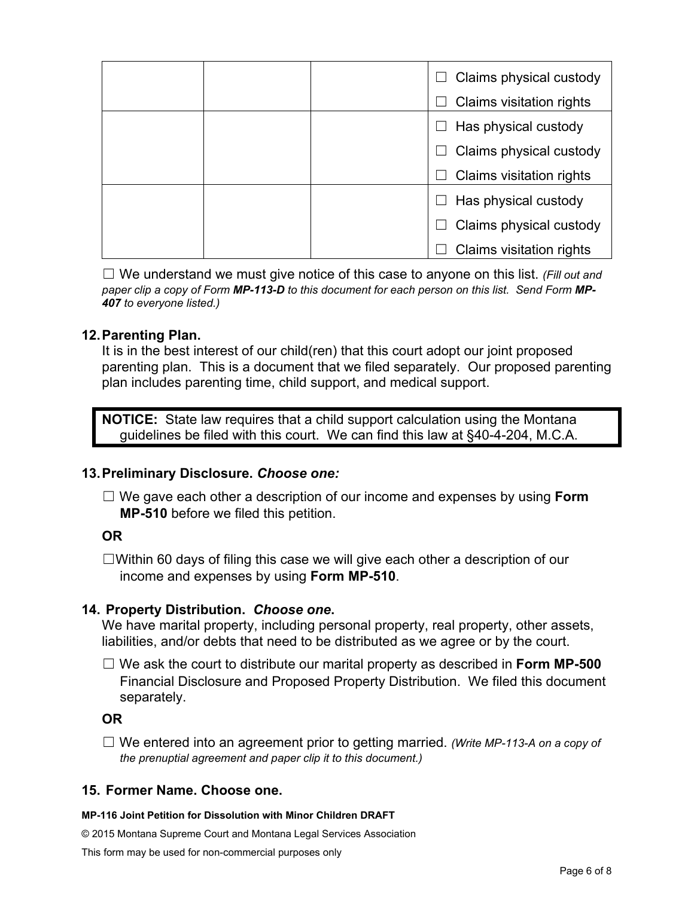| | | | |
|---|---|---|---|
| | | | ☐ Claims physical custody<br>☐ Claims visitation rights |
| | | | ☐ Has physical custody<br>☐ Claims physical custody<br>☐ Claims visitation rights |
| | | | ☐ Has physical custody<br>☐ Claims physical custody<br>☐ Claims visitation rights |

☐ We understand we must give notice of this case to anyone on this list. *(Fill out and paper clip a copy of Form **MP-113-D** to this document for each person on this list. Send Form **MP-407** to everyone listed.)*

**12. Parenting Plan.**
It is in the best interest of our child(ren) that this court adopt our joint proposed parenting plan. This is a document that we filed separately. Our proposed parenting plan includes parenting time, child support, and medical support.

> **NOTICE:** State law requires that a child support calculation using the Montana guidelines be filed with this court. We can find this law at §40-4-204, M.C.A.

**13. Preliminary Disclosure. *Choose one:***

☐ We gave each other a description of our income and expenses by using **Form MP-510** before we filed this petition.

**OR**

☐ Within 60 days of filing this case we will give each other a description of our income and expenses by using **Form MP-510**.

**14. Property Distribution. *Choose one*.**
We have marital property, including personal property, real property, other assets, liabilities, and/or debts that need to be distributed as we agree or by the court.

☐ We ask the court to distribute our marital property as described in **Form MP-500** Financial Disclosure and Proposed Property Distribution. We filed this document separately.

**OR**

☐ We entered into an agreement prior to getting married. *(Write MP-113-A on a copy of the prenuptial agreement and paper clip it to this document.)*

**15. Former Name. Choose one.**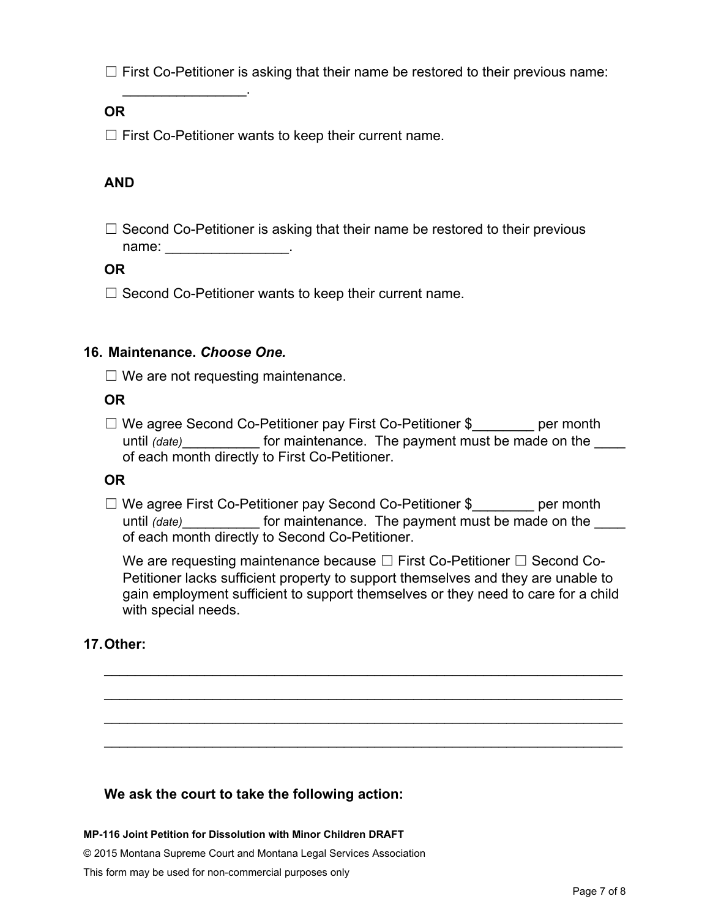☐ First Co-Petitioner is asking that their name be restored to their previous name: ________________.

**OR**

☐ First Co-Petitioner wants to keep their current name.

**AND**

☐ Second Co-Petitioner is asking that their name be restored to their previous name: ________________.

**OR**

☐ Second Co-Petitioner wants to keep their current name.

**16. Maintenance.** ***Choose One.***

☐ We are not requesting maintenance.

**OR**

☐ We agree Second Co-Petitioner pay First Co-Petitioner $________ per month until *(date)*__________ for maintenance. The payment must be made on the ____ of each month directly to First Co-Petitioner.

**OR**

☐ We agree First Co-Petitioner pay Second Co-Petitioner $________ per month until *(date)*__________ for maintenance. The payment must be made on the ____ of each month directly to Second Co-Petitioner.

We are requesting maintenance because ☐ First Co-Petitioner ☐ Second Co-Petitioner lacks sufficient property to support themselves and they are unable to gain employment sufficient to support themselves or they need to care for a child with special needs.

**17. Other:**

_________________________________________________________________

_________________________________________________________________

_________________________________________________________________

_________________________________________________________________

**We ask the court to take the following action:**

**MP-116 Joint Petition for Dissolution with Minor Children DRAFT**

© 2015 Montana Supreme Court and Montana Legal Services Association

This form may be used for non-commercial purposes only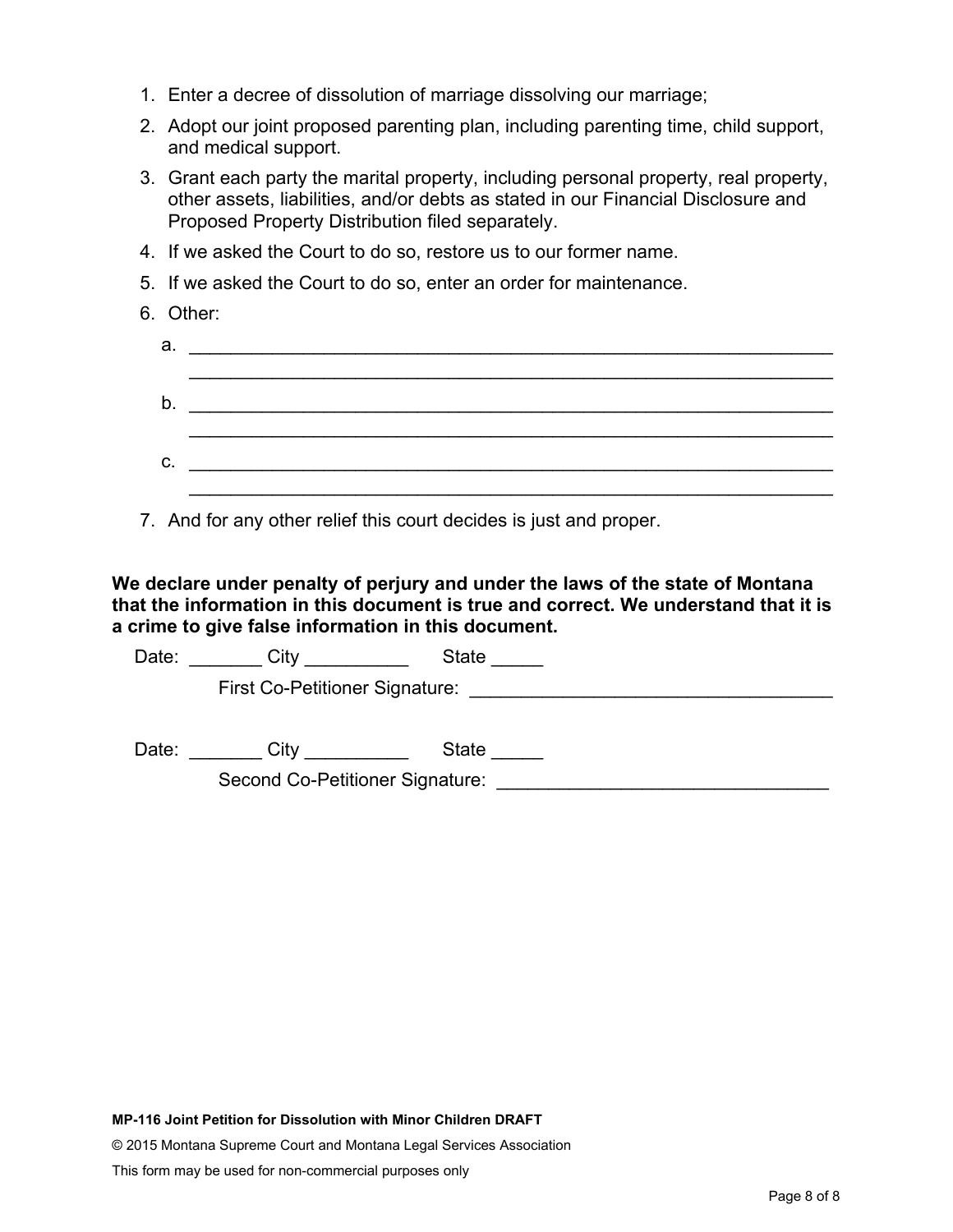1. Enter a decree of dissolution of marriage dissolving our marriage;
2. Adopt our joint proposed parenting plan, including parenting time, child support, and medical support.
3. Grant each party the marital property, including personal property, real property, other assets, liabilities, and/or debts as stated in our Financial Disclosure and Proposed Property Distribution filed separately.
4. If we asked the Court to do so, restore us to our former name.
5. If we asked the Court to do so, enter an order for maintenance.
6. Other:

   a. ________________________________________________________________
      ________________________________________________________________

   b. ________________________________________________________________
      ________________________________________________________________

   c. ________________________________________________________________
      ________________________________________________________________

7. And for any other relief this court decides is just and proper.

**We declare under penalty of perjury and under the laws of the state of Montana that the information in this document is true and correct. We understand that it is a crime to give false information in this document.**

Date: _______ City __________ State _____

First Co-Petitioner Signature: ___________________________________

Date: _______ City __________ State _____

Second Co-Petitioner Signature: _______________________________

**MP-116 Joint Petition for Dissolution with Minor Children DRAFT**

© 2015 Montana Supreme Court and Montana Legal Services Association

This form may be used for non-commercial purposes only